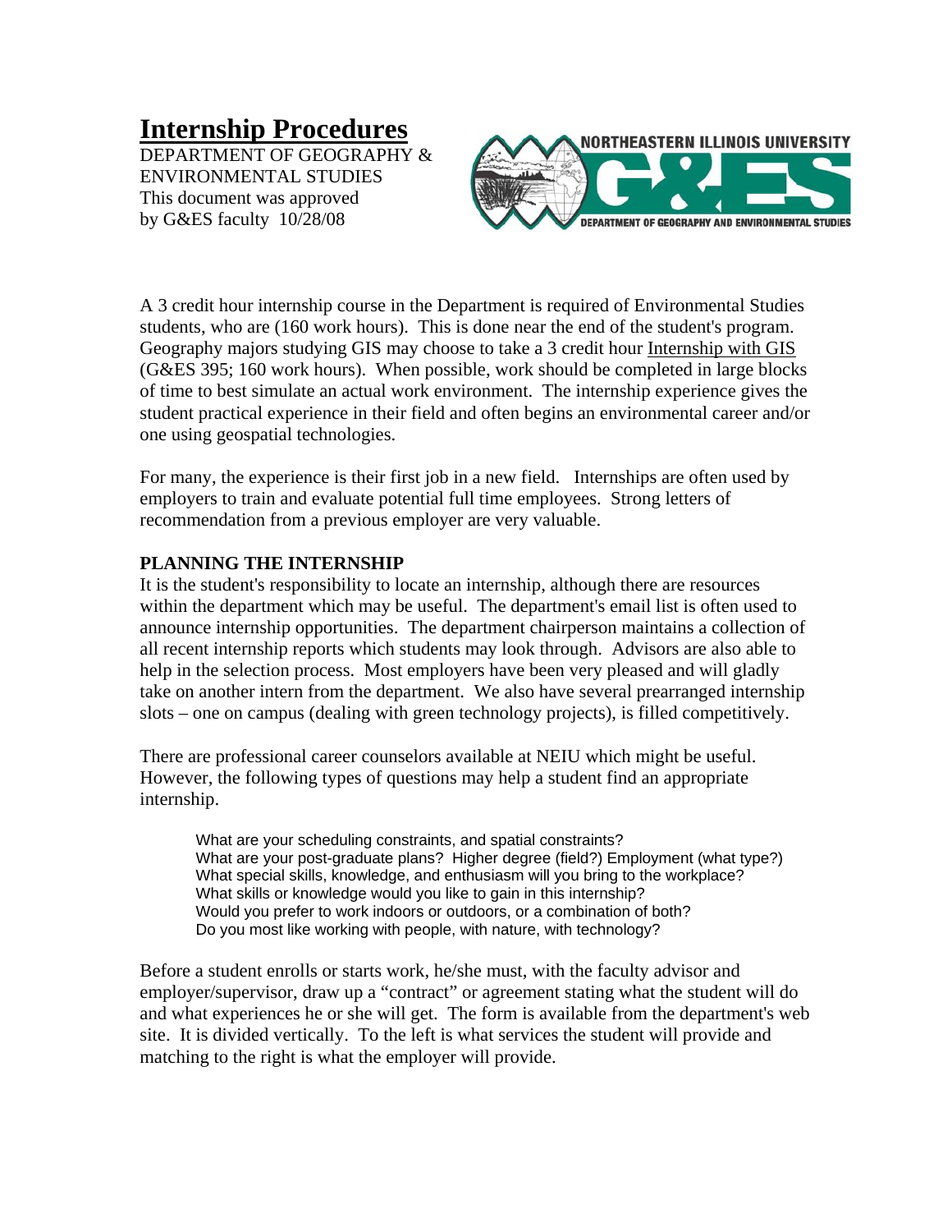# Internship Procedures

DEPARTMENT OF GEOGRAPHY & ENVIRONMENTAL STUDIES
This document was approved by G&ES faculty 10/28/08

A 3 credit hour internship course in the Department is required of Environmental Studies students, who are (160 work hours). This is done near the end of the student's program. Geography majors studying GIS may choose to take a 3 credit hour Internship with GIS (G&ES 395; 160 work hours). When possible, work should be completed in large blocks of time to best simulate an actual work environment. The internship experience gives the student practical experience in their field and often begins an environmental career and/or one using geospatial technologies.

For many, the experience is their first job in a new field. Internships are often used by employers to train and evaluate potential full time employees. Strong letters of recommendation from a previous employer are very valuable.

**PLANNING THE INTERNSHIP**

It is the student's responsibility to locate an internship, although there are resources within the department which may be useful. The department's email list is often used to announce internship opportunities. The department chairperson maintains a collection of all recent internship reports which students may look through. Advisors are also able to help in the selection process. Most employers have been very pleased and will gladly take on another intern from the department. We also have several prearranged internship slots – one on campus (dealing with green technology projects), is filled competitively.

There are professional career counselors available at NEIU which might be useful. However, the following types of questions may help a student find an appropriate internship.

> What are your scheduling constraints, and spatial constraints?
> What are your post-graduate plans? Higher degree (field?) Employment (what type?)
> What special skills, knowledge, and enthusiasm will you bring to the workplace?
> What skills or knowledge would you like to gain in this internship?
> Would you prefer to work indoors or outdoors, or a combination of both?
> Do you most like working with people, with nature, with technology?

Before a student enrolls or starts work, he/she must, with the faculty advisor and employer/supervisor, draw up a "contract" or agreement stating what the student will do and what experiences he or she will get. The form is available from the department's web site. It is divided vertically. To the left is what services the student will provide and matching to the right is what the employer will provide.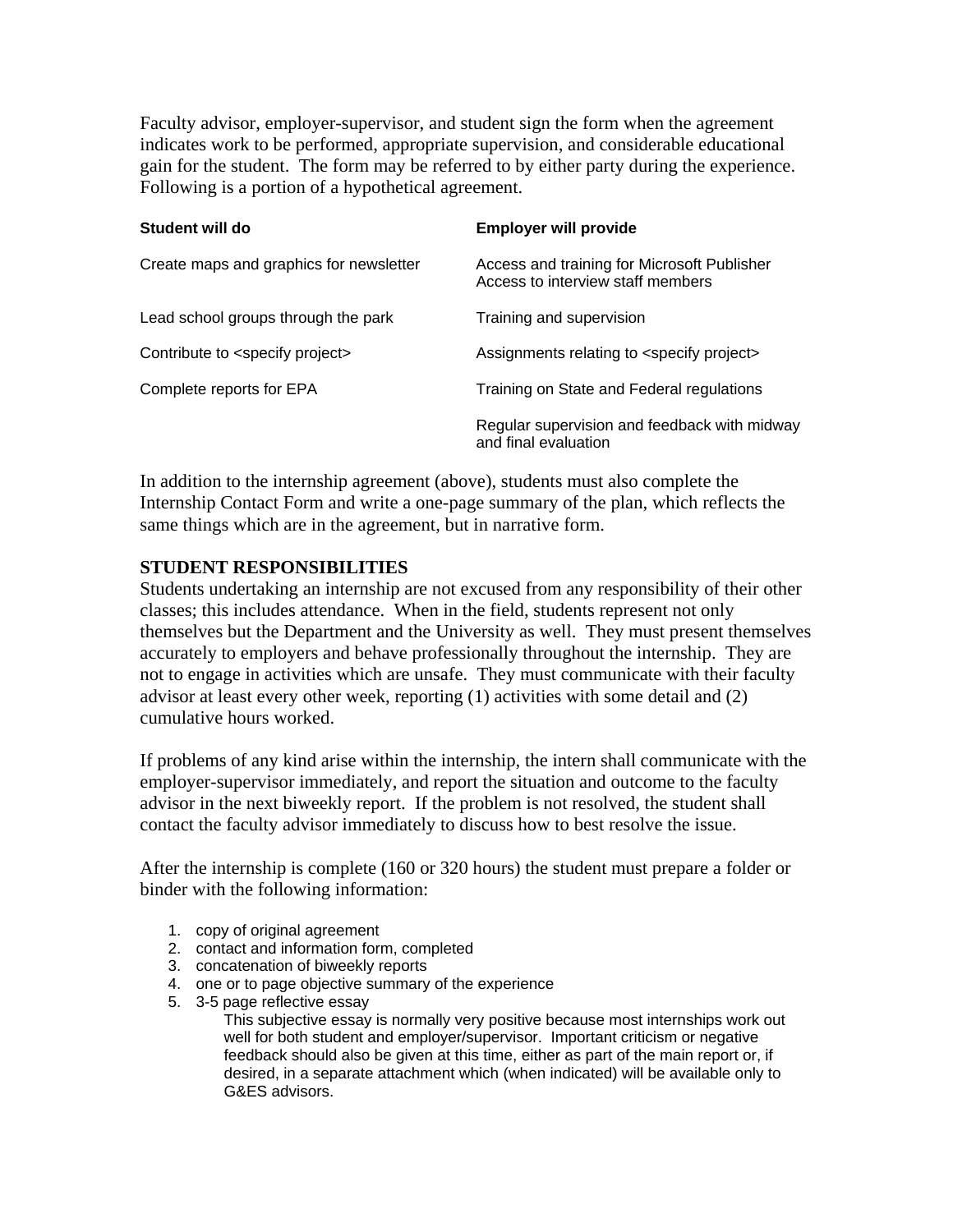Faculty advisor, employer-supervisor, and student sign the form when the agreement indicates work to be performed, appropriate supervision, and considerable educational gain for the student. The form may be referred to by either party during the experience. Following is a portion of a hypothetical agreement.

| Student will do | Employer will provide |
|---|---|
| Create maps and graphics for newsletter | Access and training for Microsoft Publisher<br>Access to interview staff members |
| Lead school groups through the park | Training and supervision |
| Contribute to <specify project> | Assignments relating to <specify project> |
| Complete reports for EPA | Training on State and Federal regulations |
| | Regular supervision and feedback with midway and final evaluation |

In addition to the internship agreement (above), students must also complete the Internship Contact Form and write a one-page summary of the plan, which reflects the same things which are in the agreement, but in narrative form.

**STUDENT RESPONSIBILITIES**

Students undertaking an internship are not excused from any responsibility of their other classes; this includes attendance. When in the field, students represent not only themselves but the Department and the University as well. They must present themselves accurately to employers and behave professionally throughout the internship. They are not to engage in activities which are unsafe. They must communicate with their faculty advisor at least every other week, reporting (1) activities with some detail and (2) cumulative hours worked.

If problems of any kind arise within the internship, the intern shall communicate with the employer-supervisor immediately, and report the situation and outcome to the faculty advisor in the next biweekly report. If the problem is not resolved, the student shall contact the faculty advisor immediately to discuss how to best resolve the issue.

After the internship is complete (160 or 320 hours) the student must prepare a folder or binder with the following information:

1. copy of original agreement
2. contact and information form, completed
3. concatenation of biweekly reports
4. one or to page objective summary of the experience
5. 3-5 page reflective essay

   This subjective essay is normally very positive because most internships work out well for both student and employer/supervisor. Important criticism or negative feedback should also be given at this time, either as part of the main report or, if desired, in a separate attachment which (when indicated) will be available only to G&ES advisors.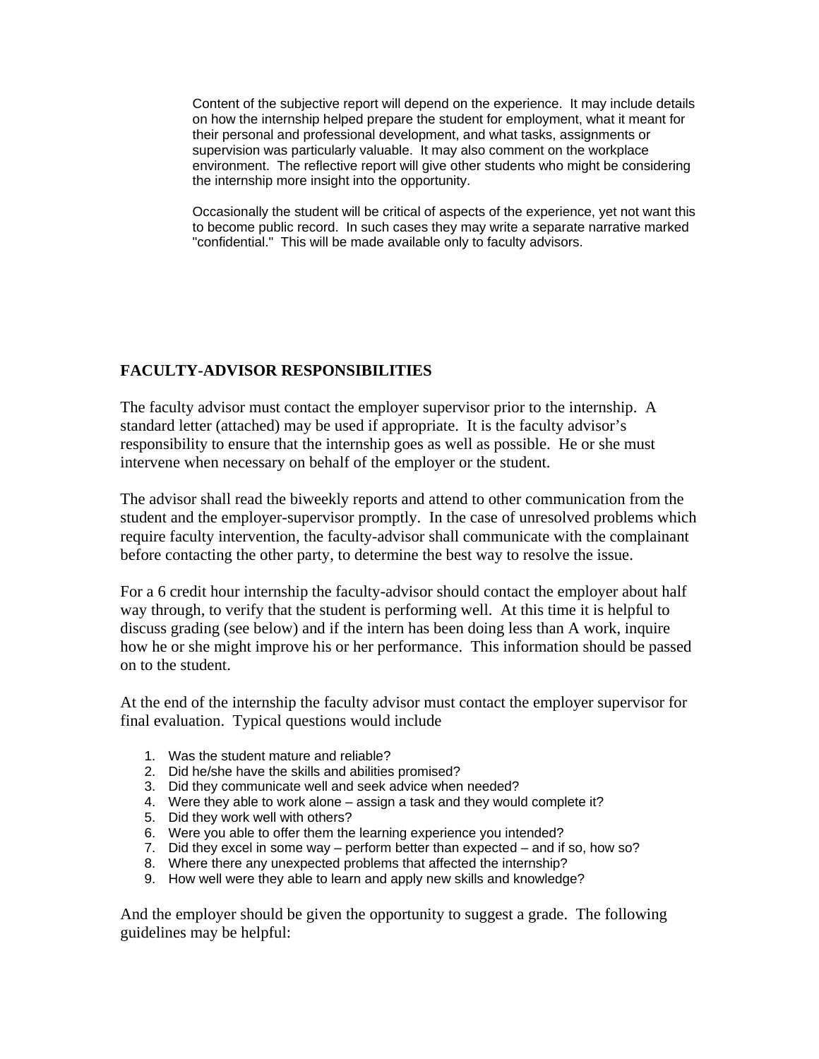Content of the subjective report will depend on the experience. It may include details on how the internship helped prepare the student for employment, what it meant for their personal and professional development, and what tasks, assignments or supervision was particularly valuable. It may also comment on the workplace environment. The reflective report will give other students who might be considering the internship more insight into the opportunity.

Occasionally the student will be critical of aspects of the experience, yet not want this to become public record. In such cases they may write a separate narrative marked "confidential." This will be made available only to faculty advisors.

## FACULTY-ADVISOR RESPONSIBILITIES

The faculty advisor must contact the employer supervisor prior to the internship. A standard letter (attached) may be used if appropriate. It is the faculty advisor's responsibility to ensure that the internship goes as well as possible. He or she must intervene when necessary on behalf of the employer or the student.

The advisor shall read the biweekly reports and attend to other communication from the student and the employer-supervisor promptly. In the case of unresolved problems which require faculty intervention, the faculty-advisor shall communicate with the complainant before contacting the other party, to determine the best way to resolve the issue.

For a 6 credit hour internship the faculty-advisor should contact the employer about half way through, to verify that the student is performing well. At this time it is helpful to discuss grading (see below) and if the intern has been doing less than A work, inquire how he or she might improve his or her performance. This information should be passed on to the student.

At the end of the internship the faculty advisor must contact the employer supervisor for final evaluation. Typical questions would include

1. Was the student mature and reliable?
2. Did he/she have the skills and abilities promised?
3. Did they communicate well and seek advice when needed?
4. Were they able to work alone – assign a task and they would complete it?
5. Did they work well with others?
6. Were you able to offer them the learning experience you intended?
7. Did they excel in some way – perform better than expected – and if so, how so?
8. Where there any unexpected problems that affected the internship?
9. How well were they able to learn and apply new skills and knowledge?

And the employer should be given the opportunity to suggest a grade. The following guidelines may be helpful: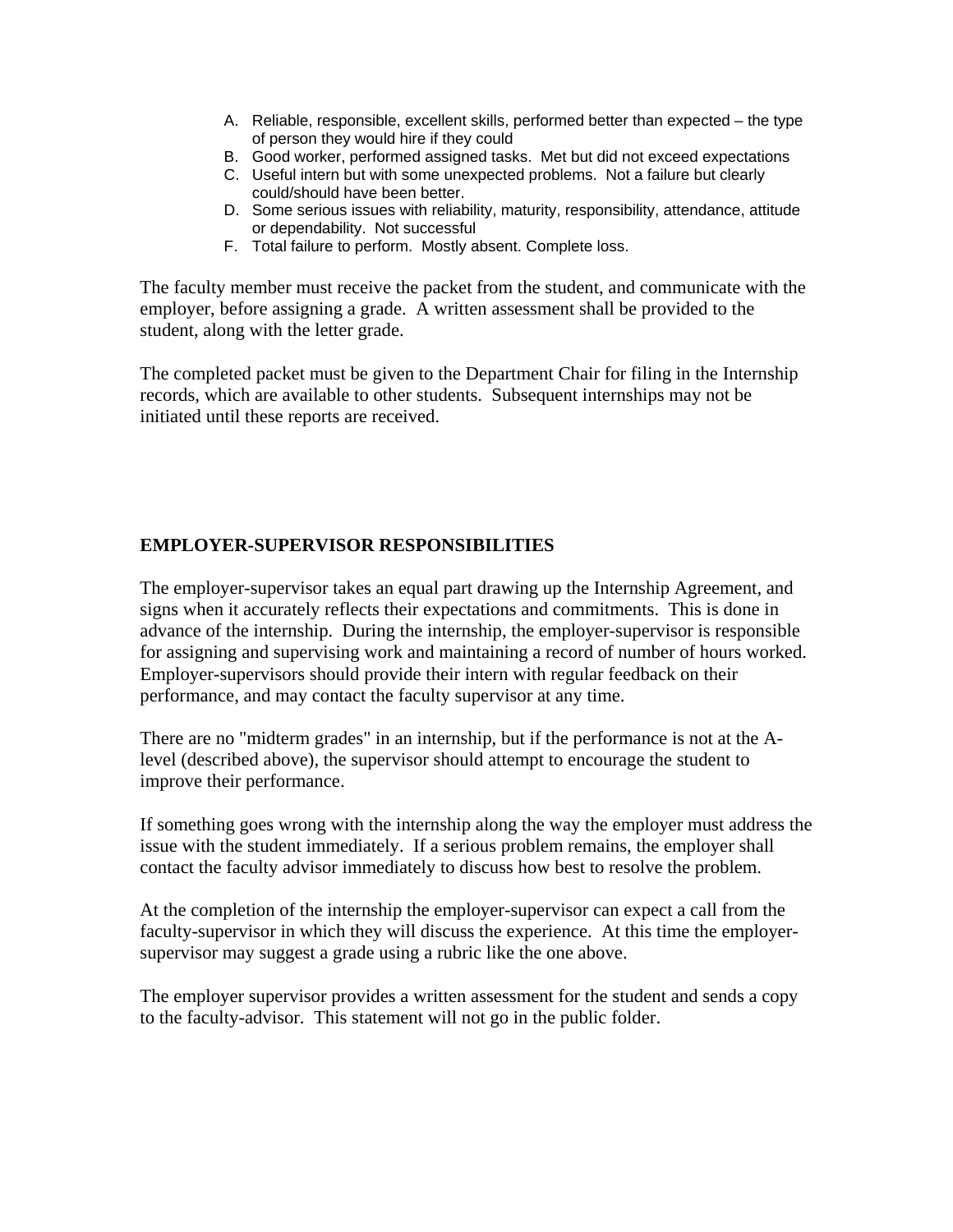A. Reliable, responsible, excellent skills, performed better than expected – the type of person they would hire if they could
B. Good worker, performed assigned tasks. Met but did not exceed expectations
C. Useful intern but with some unexpected problems. Not a failure but clearly could/should have been better.
D. Some serious issues with reliability, maturity, responsibility, attendance, attitude or dependability. Not successful
F. Total failure to perform. Mostly absent. Complete loss.

The faculty member must receive the packet from the student, and communicate with the employer, before assigning a grade. A written assessment shall be provided to the student, along with the letter grade.

The completed packet must be given to the Department Chair for filing in the Internship records, which are available to other students. Subsequent internships may not be initiated until these reports are received.

## EMPLOYER-SUPERVISOR RESPONSIBILITIES

The employer-supervisor takes an equal part drawing up the Internship Agreement, and signs when it accurately reflects their expectations and commitments. This is done in advance of the internship. During the internship, the employer-supervisor is responsible for assigning and supervising work and maintaining a record of number of hours worked. Employer-supervisors should provide their intern with regular feedback on their performance, and may contact the faculty supervisor at any time.

There are no "midterm grades" in an internship, but if the performance is not at the A-level (described above), the supervisor should attempt to encourage the student to improve their performance.

If something goes wrong with the internship along the way the employer must address the issue with the student immediately. If a serious problem remains, the employer shall contact the faculty advisor immediately to discuss how best to resolve the problem.

At the completion of the internship the employer-supervisor can expect a call from the faculty-supervisor in which they will discuss the experience. At this time the employer-supervisor may suggest a grade using a rubric like the one above.

The employer supervisor provides a written assessment for the student and sends a copy to the faculty-advisor. This statement will not go in the public folder.